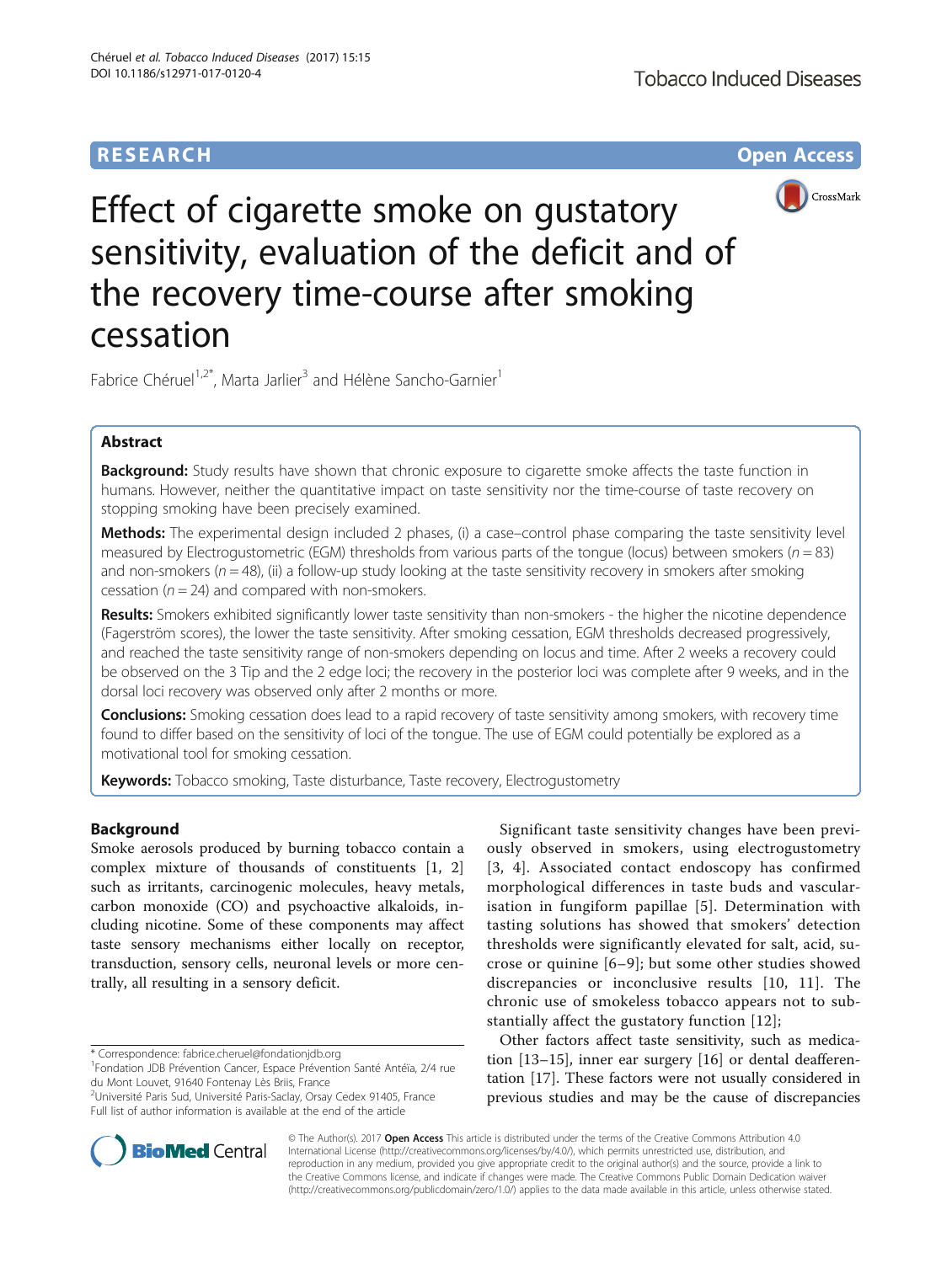**RESEARCH** **Open Access**

# Effect of cigarette smoke on gustatory sensitivity, evaluation of the deficit and of the recovery time-course after smoking cessation

Fabrice Chéruel[1,2*], Marta Jarlier[3] and Hélène Sancho-Garnier[1]

## Abstract

**Background:** Study results have shown that chronic exposure to cigarette smoke affects the taste function in humans. However, neither the quantitative impact on taste sensitivity nor the time-course of taste recovery on stopping smoking have been precisely examined.

**Methods:** The experimental design included 2 phases, (i) a case–control phase comparing the taste sensitivity level measured by Electrogustometric (EGM) thresholds from various parts of the tongue (locus) between smokers ($n = 83$) and non-smokers ($n = 48$), (ii) a follow-up study looking at the taste sensitivity recovery in smokers after smoking cessation ($n = 24$) and compared with non-smokers.

**Results:** Smokers exhibited significantly lower taste sensitivity than non-smokers - the higher the nicotine dependence (Fagerström scores), the lower the taste sensitivity. After smoking cessation, EGM thresholds decreased progressively, and reached the taste sensitivity range of non-smokers depending on locus and time. After 2 weeks a recovery could be observed on the 3 Tip and the 2 edge loci; the recovery in the posterior loci was complete after 9 weeks, and in the dorsal loci recovery was observed only after 2 months or more.

**Conclusions:** Smoking cessation does lead to a rapid recovery of taste sensitivity among smokers, with recovery time found to differ based on the sensitivity of loci of the tongue. The use of EGM could potentially be explored as a motivational tool for smoking cessation.

**Keywords:** Tobacco smoking, Taste disturbance, Taste recovery, Electrogustometry

## Background

Smoke aerosols produced by burning tobacco contain a complex mixture of thousands of constituents [1, 2] such as irritants, carcinogenic molecules, heavy metals, carbon monoxide (CO) and psychoactive alkaloids, including nicotine. Some of these components may affect taste sensory mechanisms either locally on receptor, transduction, sensory cells, neuronal levels or more centrally, all resulting in a sensory deficit.

Significant taste sensitivity changes have been previously observed in smokers, using electrogustometry [3, 4]. Associated contact endoscopy has confirmed morphological differences in taste buds and vascularisation in fungiform papillae [5]. Determination with tasting solutions has showed that smokers' detection thresholds were significantly elevated for salt, acid, sucrose or quinine [6–9]; but some other studies showed discrepancies or inconclusive results [10, 11]. The chronic use of smokeless tobacco appears not to substantially affect the gustatory function [12];

Other factors affect taste sensitivity, such as medication [13–15], inner ear surgery [16] or dental deafferentation [17]. These factors were not usually considered in previous studies and may be the cause of discrepancies

\* Correspondence: fabrice.cheruel@fondationjdb.org
[1]Fondation JDB Prévention Cancer, Espace Prévention Santé Antéïa, 2/4 rue du Mont Louvet, 91640 Fontenay Lès Briis, France
[2]Université Paris Sud, Université Paris-Saclay, Orsay Cedex 91405, France
Full list of author information is available at the end of the article

© The Author(s). 2017 **Open Access** This article is distributed under the terms of the Creative Commons Attribution 4.0 International License (http://creativecommons.org/licenses/by/4.0/), which permits unrestricted use, distribution, and reproduction in any medium, provided you give appropriate credit to the original author(s) and the source, provide a link to the Creative Commons license, and indicate if changes were made. The Creative Commons Public Domain Dedication waiver (http://creativecommons.org/publicdomain/zero/1.0/) applies to the data made available in this article, unless otherwise stated.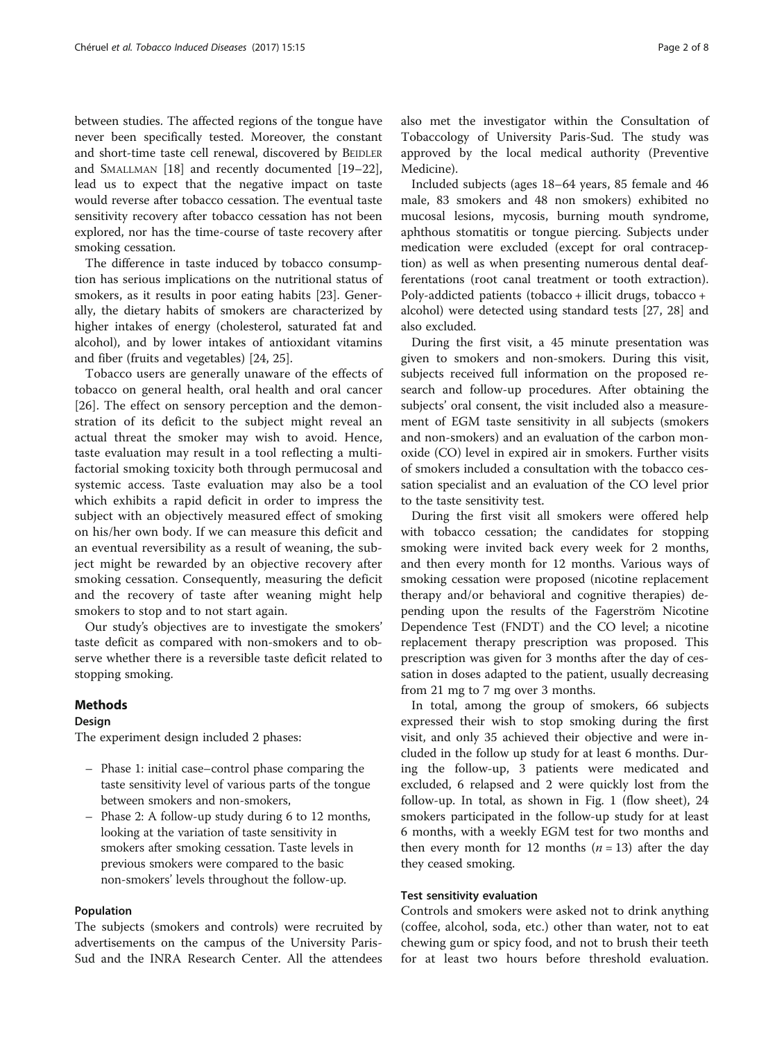between studies. The affected regions of the tongue have never been specifically tested. Moreover, the constant and short-time taste cell renewal, discovered by BEIDLER and SMALLMAN [18] and recently documented [19–22], lead us to expect that the negative impact on taste would reverse after tobacco cessation. The eventual taste sensitivity recovery after tobacco cessation has not been explored, nor has the time-course of taste recovery after smoking cessation.

The difference in taste induced by tobacco consumption has serious implications on the nutritional status of smokers, as it results in poor eating habits [23]. Generally, the dietary habits of smokers are characterized by higher intakes of energy (cholesterol, saturated fat and alcohol), and by lower intakes of antioxidant vitamins and fiber (fruits and vegetables) [24, 25].

Tobacco users are generally unaware of the effects of tobacco on general health, oral health and oral cancer [26]. The effect on sensory perception and the demonstration of its deficit to the subject might reveal an actual threat the smoker may wish to avoid. Hence, taste evaluation may result in a tool reflecting a multifactorial smoking toxicity both through permucosal and systemic access. Taste evaluation may also be a tool which exhibits a rapid deficit in order to impress the subject with an objectively measured effect of smoking on his/her own body. If we can measure this deficit and an eventual reversibility as a result of weaning, the subject might be rewarded by an objective recovery after smoking cessation. Consequently, measuring the deficit and the recovery of taste after weaning might help smokers to stop and to not start again.

Our study's objectives are to investigate the smokers' taste deficit as compared with non-smokers and to observe whether there is a reversible taste deficit related to stopping smoking.

## Methods

### Design

The experiment design included 2 phases:

- Phase 1: initial case–control phase comparing the taste sensitivity level of various parts of the tongue between smokers and non-smokers,
- Phase 2: A follow-up study during 6 to 12 months, looking at the variation of taste sensitivity in smokers after smoking cessation. Taste levels in previous smokers were compared to the basic non-smokers' levels throughout the follow-up.

### Population

The subjects (smokers and controls) were recruited by advertisements on the campus of the University Paris-Sud and the INRA Research Center. All the attendees also met the investigator within the Consultation of Tobaccology of University Paris-Sud. The study was approved by the local medical authority (Preventive Medicine).

Included subjects (ages 18–64 years, 85 female and 46 male, 83 smokers and 48 non smokers) exhibited no mucosal lesions, mycosis, burning mouth syndrome, aphthous stomatitis or tongue piercing. Subjects under medication were excluded (except for oral contraception) as well as when presenting numerous dental deafferentations (root canal treatment or tooth extraction). Poly-addicted patients (tobacco + illicit drugs, tobacco + alcohol) were detected using standard tests [27, 28] and also excluded.

During the first visit, a 45 minute presentation was given to smokers and non-smokers. During this visit, subjects received full information on the proposed research and follow-up procedures. After obtaining the subjects' oral consent, the visit included also a measurement of EGM taste sensitivity in all subjects (smokers and non-smokers) and an evaluation of the carbon monoxide (CO) level in expired air in smokers. Further visits of smokers included a consultation with the tobacco cessation specialist and an evaluation of the CO level prior to the taste sensitivity test.

During the first visit all smokers were offered help with tobacco cessation; the candidates for stopping smoking were invited back every week for 2 months, and then every month for 12 months. Various ways of smoking cessation were proposed (nicotine replacement therapy and/or behavioral and cognitive therapies) depending upon the results of the Fagerström Nicotine Dependence Test (FNDT) and the CO level; a nicotine replacement therapy prescription was proposed. This prescription was given for 3 months after the day of cessation in doses adapted to the patient, usually decreasing from 21 mg to 7 mg over 3 months.

In total, among the group of smokers, 66 subjects expressed their wish to stop smoking during the first visit, and only 35 achieved their objective and were included in the follow up study for at least 6 months. During the follow-up, 3 patients were medicated and excluded, 6 relapsed and 2 were quickly lost from the follow-up. In total, as shown in Fig. 1 (flow sheet), 24 smokers participated in the follow-up study for at least 6 months, with a weekly EGM test for two months and then every month for 12 months ($n = 13$) after the day they ceased smoking.

### Test sensitivity evaluation

Controls and smokers were asked not to drink anything (coffee, alcohol, soda, etc.) other than water, not to eat chewing gum or spicy food, and not to brush their teeth for at least two hours before threshold evaluation.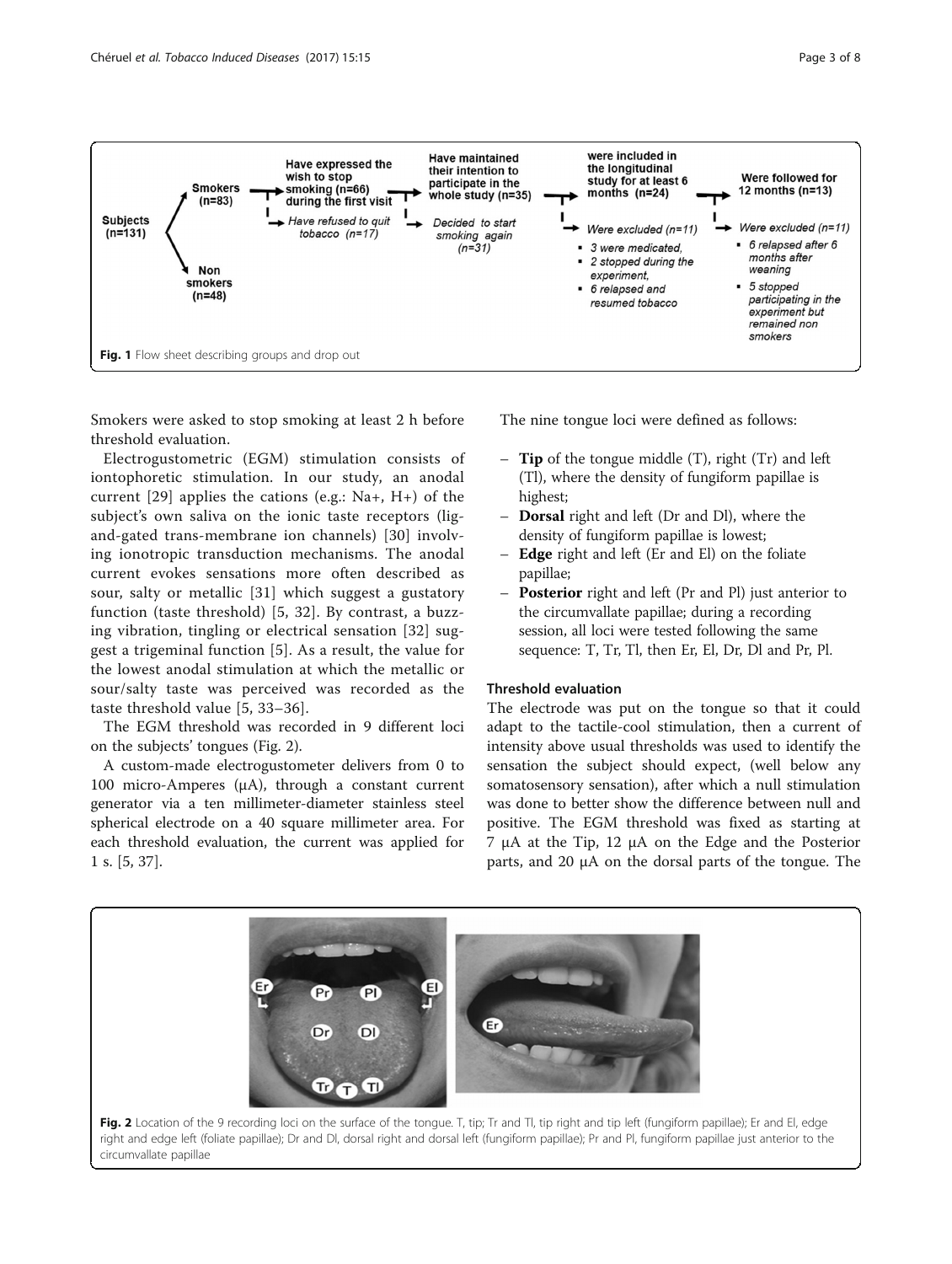Fig. 1 Flow sheet describing groups and drop out

Smokers were asked to stop smoking at least 2 h before threshold evaluation.

Electrogustometric (EGM) stimulation consists of iontophoretic stimulation. In our study, an anodal current [29] applies the cations (e.g.: $Na^+$, $H^+$) of the subject's own saliva on the ionic taste receptors (ligand-gated trans-membrane ion channels) [30] involving ionotropic transduction mechanisms. The anodal current evokes sensations more often described as sour, salty or metallic [31] which suggest a gustatory function (taste threshold) [5, 32]. By contrast, a buzzing vibration, tingling or electrical sensation [32] suggest a trigeminal function [5]. As a result, the value for the lowest anodal stimulation at which the metallic or sour/salty taste was perceived was recorded as the taste threshold value [5, 33–36].

The EGM threshold was recorded in 9 different loci on the subjects' tongues (Fig. 2).

A custom-made electrogustometer delivers from 0 to 100 micro-Amperes (μA), through a constant current generator via a ten millimeter-diameter stainless steel spherical electrode on a 40 square millimeter area. For each threshold evaluation, the current was applied for 1 s. [5, 37].

The nine tongue loci were defined as follows:

- **Tip** of the tongue middle (T), right (Tr) and left (Tl), where the density of fungiform papillae is highest;
- **Dorsal** right and left (Dr and Dl), where the density of fungiform papillae is lowest;
- **Edge** right and left (Er and El) on the foliate papillae;
- **Posterior** right and left (Pr and Pl) just anterior to the circumvallate papillae; during a recording session, all loci were tested following the same sequence: T, Tr, Tl, then Er, El, Dr, Dl and Pr, Pl.

### Threshold evaluation

The electrode was put on the tongue so that it could adapt to the tactile-cool stimulation, then a current of intensity above usual thresholds was used to identify the sensation the subject should expect, (well below any somatosensory sensation), after which a null stimulation was done to better show the difference between null and positive. The EGM threshold was fixed as starting at 7 μA at the Tip, 12 μA on the Edge and the Posterior parts, and 20 μA on the dorsal parts of the tongue. The

Fig. 2 Location of the 9 recording loci on the surface of the tongue. T, tip; Tr and Tl, tip right and tip left (fungiform papillae); Er and El, edge right and edge left (foliate papillae); Dr and Dl, dorsal right and dorsal left (fungiform papillae); Pr and Pl, fungiform papillae just anterior to the circumvallate papillae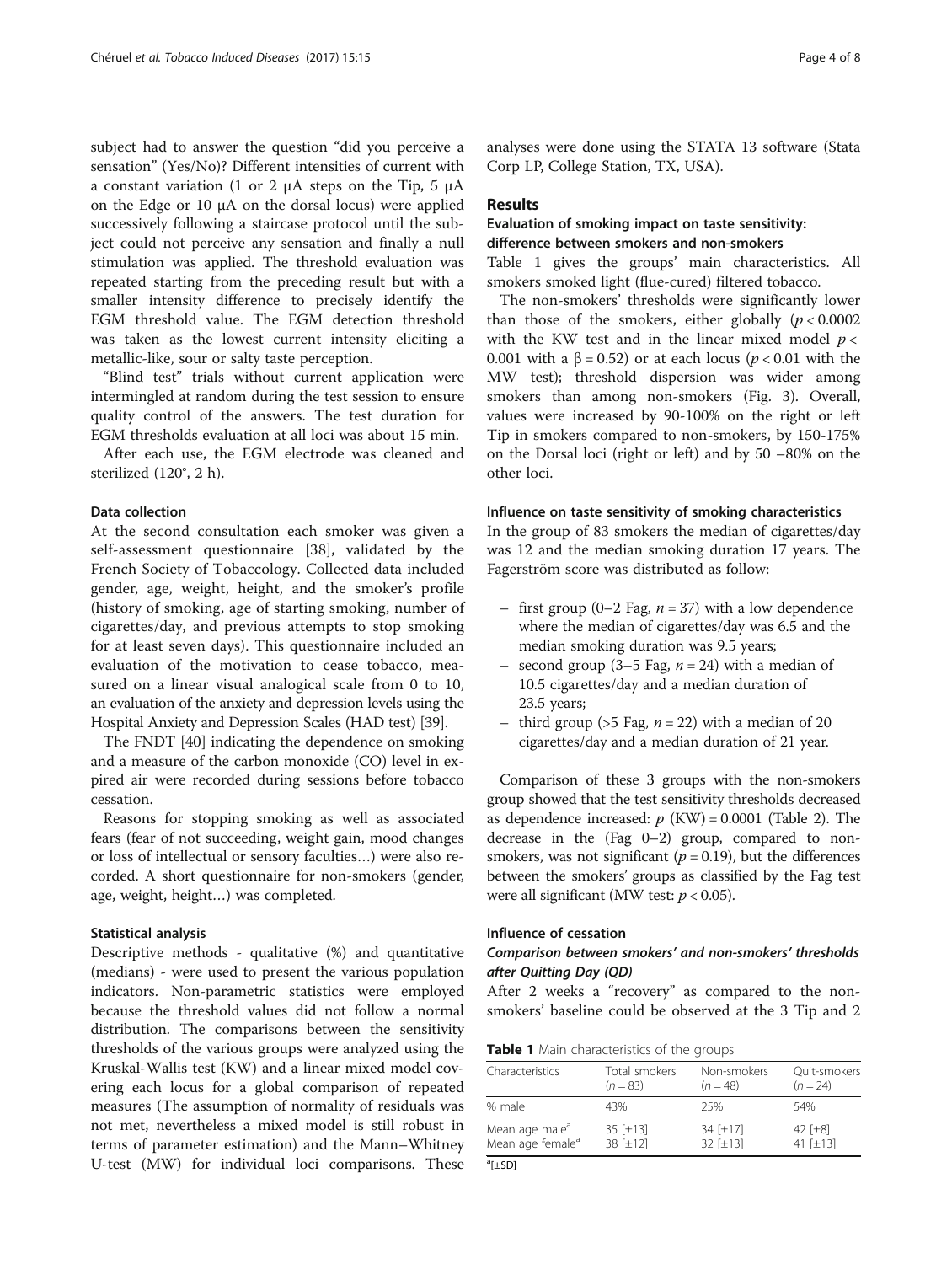subject had to answer the question "did you perceive a sensation" (Yes/No)? Different intensities of current with a constant variation (1 or 2 μA steps on the Tip, 5 μA on the Edge or 10 μA on the dorsal locus) were applied successively following a staircase protocol until the subject could not perceive any sensation and finally a null stimulation was applied. The threshold evaluation was repeated starting from the preceding result but with a smaller intensity difference to precisely identify the EGM threshold value. The EGM detection threshold was taken as the lowest current intensity eliciting a metallic-like, sour or salty taste perception.

"Blind test" trials without current application were intermingled at random during the test session to ensure quality control of the answers. The test duration for EGM thresholds evaluation at all loci was about 15 min.

After each use, the EGM electrode was cleaned and sterilized (120°, 2 h).

### Data collection

At the second consultation each smoker was given a self-assessment questionnaire [38], validated by the French Society of Tobaccology. Collected data included gender, age, weight, height, and the smoker's profile (history of smoking, age of starting smoking, number of cigarettes/day, and previous attempts to stop smoking for at least seven days). This questionnaire included an evaluation of the motivation to cease tobacco, measured on a linear visual analogical scale from 0 to 10, an evaluation of the anxiety and depression levels using the Hospital Anxiety and Depression Scales (HAD test) [39].

The FNDT [40] indicating the dependence on smoking and a measure of the carbon monoxide (CO) level in expired air were recorded during sessions before tobacco cessation.

Reasons for stopping smoking as well as associated fears (fear of not succeeding, weight gain, mood changes or loss of intellectual or sensory faculties…) were also recorded. A short questionnaire for non-smokers (gender, age, weight, height…) was completed.

### Statistical analysis

Descriptive methods - qualitative (%) and quantitative (medians) - were used to present the various population indicators. Non-parametric statistics were employed because the threshold values did not follow a normal distribution. The comparisons between the sensitivity thresholds of the various groups were analyzed using the Kruskal-Wallis test (KW) and a linear mixed model covering each locus for a global comparison of repeated measures (The assumption of normality of residuals was not met, nevertheless a mixed model is still robust in terms of parameter estimation) and the Mann–Whitney U-test (MW) for individual loci comparisons. These analyses were done using the STATA 13 software (Stata Corp LP, College Station, TX, USA).

## Results

### Evaluation of smoking impact on taste sensitivity: difference between smokers and non-smokers

Table 1 gives the groups' main characteristics. All smokers smoked light (flue-cured) filtered tobacco.

The non-smokers' thresholds were significantly lower than those of the smokers, either globally ($p < 0.0002$ with the KW test and in the linear mixed model $p < 0.001$ with a $\beta = 0.52$) or at each locus ($p < 0.01$ with the MW test); threshold dispersion was wider among smokers than among non-smokers (Fig. 3). Overall, values were increased by 90-100% on the right or left Tip in smokers compared to non-smokers, by 150-175% on the Dorsal loci (right or left) and by 50 –80% on the other loci.

### Influence on taste sensitivity of smoking characteristics

In the group of 83 smokers the median of cigarettes/day was 12 and the median smoking duration 17 years. The Fagerström score was distributed as follow:

- first group (0–2 Fag, $n = 37$) with a low dependence where the median of cigarettes/day was 6.5 and the median smoking duration was 9.5 years;
- second group (3–5 Fag, $n = 24$) with a median of 10.5 cigarettes/day and a median duration of 23.5 years;
- third group (>5 Fag, $n = 22$) with a median of 20 cigarettes/day and a median duration of 21 year.

Comparison of these 3 groups with the non-smokers group showed that the test sensitivity thresholds decreased as dependence increased: $p$ (KW) = 0.0001 (Table 2). The decrease in the (Fag 0–2) group, compared to non-smokers, was not significant ($p = 0.19$), but the differences between the smokers' groups as classified by the Fag test were all significant (MW test: $p < 0.05$).

### Influence of cessation

#### *Comparison between smokers' and non-smokers' thresholds after Quitting Day (QD)*

After 2 weeks a "recovery" as compared to the non-smokers' baseline could be observed at the 3 Tip and 2

**Table 1** Main characteristics of the groups

| Characteristics | Total smokers ($n = 83$) | Non-smokers ($n = 48$) | Quit-smokers ($n = 24$) |
|---|---|---|---|
| % male | 43% | 25% | 54% |
| Mean age male[a] | 35 [±13] | 34 [±17] | 42 [±8] |
| Mean age female[a] | 38 [±12] | 32 [±13] | 41 [±13] |

[a][±SD]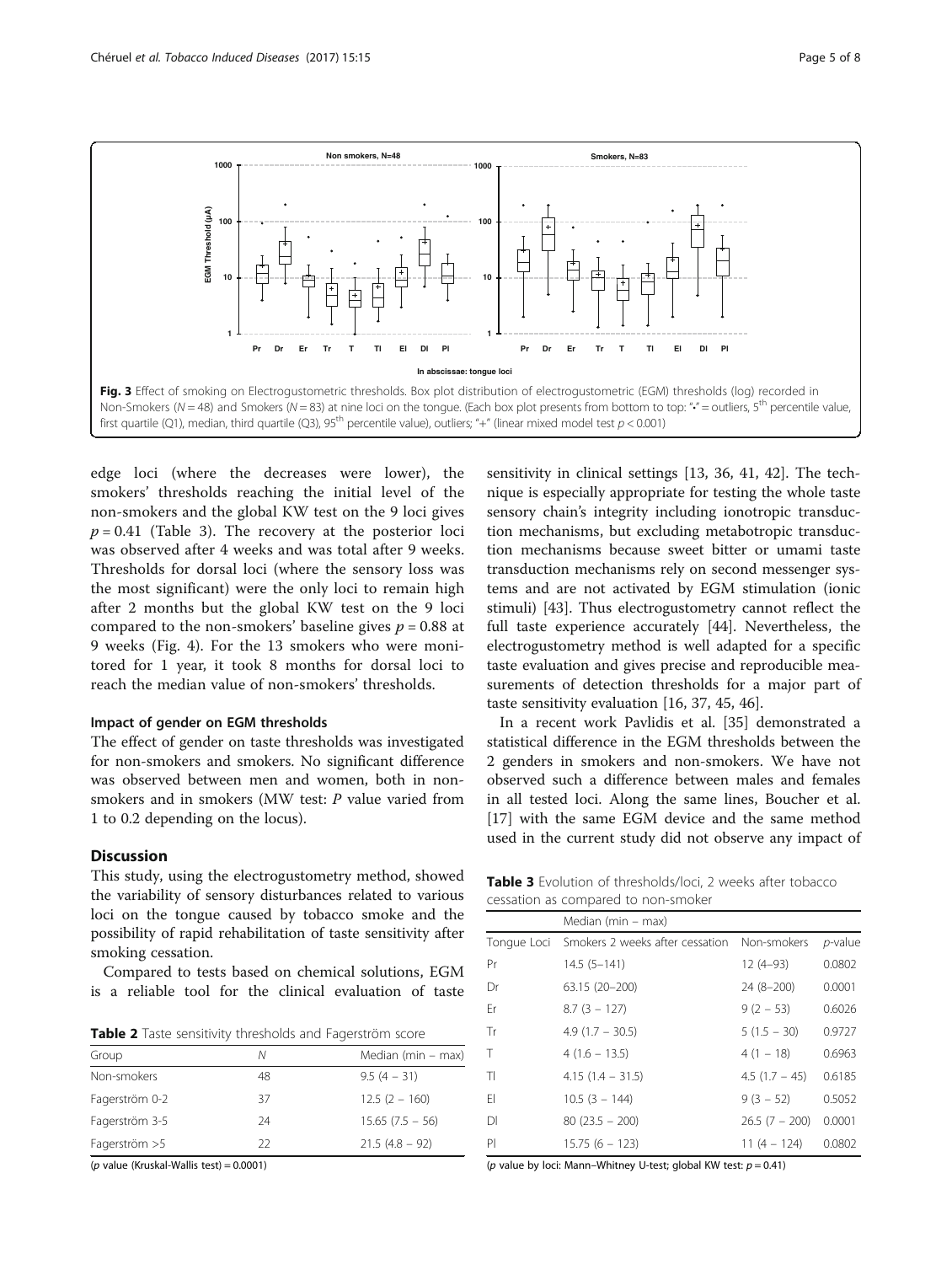Fig. 3 Effect of smoking on Electrogustometric thresholds. Box plot distribution of electrogustometric (EGM) thresholds (log) recorded in Non-Smokers ($N = 48$) and Smokers ($N = 83$) at nine loci on the tongue. (Each box plot presents from bottom to top: "•" = outliers, 5[th] percentile value, first quartile (Q1), median, third quartile (Q3), 95[th] percentile value), outliers; "+" (linear mixed model test $p < 0.001$)

edge loci (where the decreases were lower), the smokers' thresholds reaching the initial level of the non-smokers and the global KW test on the 9 loci gives $p = 0.41$ (Table 3). The recovery at the posterior loci was observed after 4 weeks and was total after 9 weeks. Thresholds for dorsal loci (where the sensory loss was the most significant) were the only loci to remain high after 2 months but the global KW test on the 9 loci compared to the non-smokers' baseline gives $p = 0.88$ at 9 weeks (Fig. 4). For the 13 smokers who were monitored for 1 year, it took 8 months for dorsal loci to reach the median value of non-smokers' thresholds.

### Impact of gender on EGM thresholds

The effect of gender on taste thresholds was investigated for non-smokers and smokers. No significant difference was observed between men and women, both in non-smokers and in smokers (MW test: *P* value varied from 1 to 0.2 depending on the locus).

## Discussion

This study, using the electrogustometry method, showed the variability of sensory disturbances related to various loci on the tongue caused by tobacco smoke and the possibility of rapid rehabilitation of taste sensitivity after smoking cessation.

Compared to tests based on chemical solutions, EGM is a reliable tool for the clinical evaluation of taste sensitivity in clinical settings [13, 36, 41, 42]. The technique is especially appropriate for testing the whole taste sensory chain's integrity including ionotropic transduction mechanisms, but excluding metabotropic transduction mechanisms because sweet bitter or umami taste transduction mechanisms rely on second messenger systems and are not activated by EGM stimulation (ionic stimuli) [43]. Thus electrogustometry cannot reflect the full taste experience accurately [44]. Nevertheless, the electrogustometry method is well adapted for a specific taste evaluation and gives precise and reproducible measurements of detection thresholds for a major part of taste sensitivity evaluation [16, 37, 45, 46].

In a recent work Pavlidis et al. [35] demonstrated a statistical difference in the EGM thresholds between the 2 genders in smokers and non-smokers. We have not observed such a difference between males and females in all tested loci. Along the same lines, Boucher et al. [17] with the same EGM device and the same method used in the current study did not observe any impact of

**Table 2** Taste sensitivity thresholds and Fagerström score

| Group | N | Median (min – max) |
|---|---|---|
| Non-smokers | 48 | 9.5 (4 – 31) |
| Fagerström 0-2 | 37 | 12.5 (2 – 160) |
| Fagerström 3-5 | 24 | 15.65 (7.5 – 56) |
| Fagerström >5 | 22 | 21.5 (4.8 – 92) |

(*p* value (Kruskal-Wallis test) = 0.0001)

**Table 3** Evolution of thresholds/loci, 2 weeks after tobacco cessation as compared to non-smoker

| | Median (min – max) | | |
|---|---|---|---|
| Tongue Loci | Smokers 2 weeks after cessation | Non-smokers | *p*-value |
| Pr | 14.5 (5–141) | 12 (4–93) | 0.0802 |
| Dr | 63.15 (20–200) | 24 (8–200) | 0.0001 |
| Er | 8.7 (3 – 127) | 9 (2 – 53) | 0.6026 |
| Tr | 4.9 (1.7 – 30.5) | 5 (1.5 – 30) | 0.9727 |
| T | 4 (1.6 – 13.5) | 4 (1 – 18) | 0.6963 |
| Tl | 4.15 (1.4 – 31.5) | 4.5 (1.7 – 45) | 0.6185 |
| El | 10.5 (3 – 144) | 9 (3 – 52) | 0.5052 |
| Dl | 80 (23.5 – 200) | 26.5 (7 – 200) | 0.0001 |
| Pl | 15.75 (6 – 123) | 11 (4 – 124) | 0.0802 |

(*p* value by loci: Mann–Whitney U-test; global KW test: $p = 0.41$)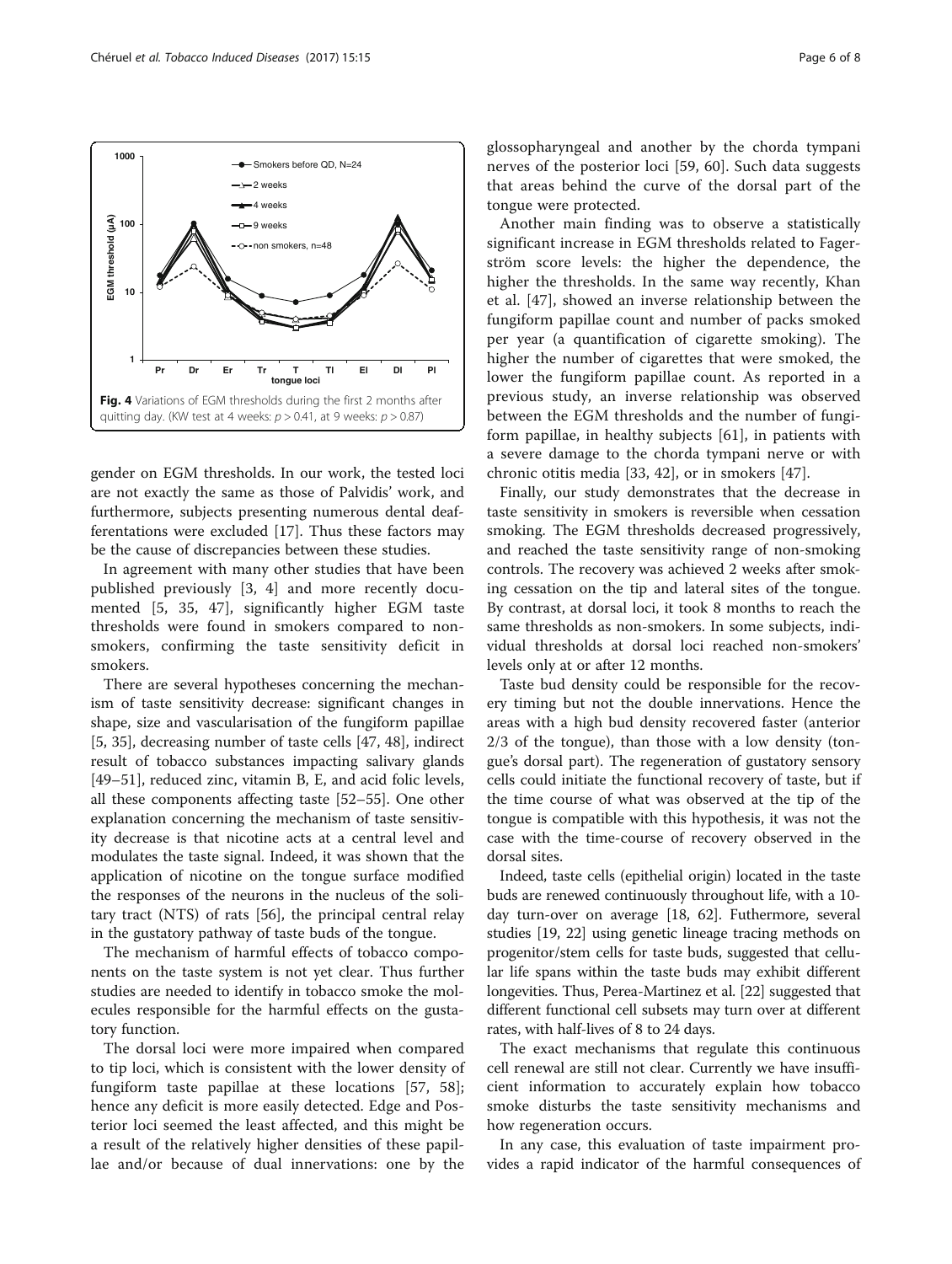**Fig. 4** Variations of EGM thresholds during the first 2 months after quitting day. (KW test at 4 weeks: $p > 0.41$, at 9 weeks: $p > 0.87$)

gender on EGM thresholds. In our work, the tested loci are not exactly the same as those of Palvidis' work, and furthermore, subjects presenting numerous dental deafferentations were excluded [17]. Thus these factors may be the cause of discrepancies between these studies.

In agreement with many other studies that have been published previously [3, 4] and more recently documented [5, 35, 47], significantly higher EGM taste thresholds were found in smokers compared to non-smokers, confirming the taste sensitivity deficit in smokers.

There are several hypotheses concerning the mechanism of taste sensitivity decrease: significant changes in shape, size and vascularisation of the fungiform papillae [5, 35], decreasing number of taste cells [47, 48], indirect result of tobacco substances impacting salivary glands [49–51], reduced zinc, vitamin B, E, and acid folic levels, all these components affecting taste [52–55]. One other explanation concerning the mechanism of taste sensitivity decrease is that nicotine acts at a central level and modulates the taste signal. Indeed, it was shown that the application of nicotine on the tongue surface modified the responses of the neurons in the nucleus of the solitary tract (NTS) of rats [56], the principal central relay in the gustatory pathway of taste buds of the tongue.

The mechanism of harmful effects of tobacco components on the taste system is not yet clear. Thus further studies are needed to identify in tobacco smoke the molecules responsible for the harmful effects on the gustatory function.

The dorsal loci were more impaired when compared to tip loci, which is consistent with the lower density of fungiform taste papillae at these locations [57, 58]; hence any deficit is more easily detected. Edge and Posterior loci seemed the least affected, and this might be a result of the relatively higher densities of these papillae and/or because of dual innervations: one by the glossopharyngeal and another by the chorda tympani nerves of the posterior loci [59, 60]. Such data suggests that areas behind the curve of the dorsal part of the tongue were protected.

Another main finding was to observe a statistically significant increase in EGM thresholds related to Fagerström score levels: the higher the dependence, the higher the thresholds. In the same way recently, Khan et al. [47], showed an inverse relationship between the fungiform papillae count and number of packs smoked per year (a quantification of cigarette smoking). The higher the number of cigarettes that were smoked, the lower the fungiform papillae count. As reported in a previous study, an inverse relationship was observed between the EGM thresholds and the number of fungiform papillae, in healthy subjects [61], in patients with a severe damage to the chorda tympani nerve or with chronic otitis media [33, 42], or in smokers [47].

Finally, our study demonstrates that the decrease in taste sensitivity in smokers is reversible when cessation smoking. The EGM thresholds decreased progressively, and reached the taste sensitivity range of non-smoking controls. The recovery was achieved 2 weeks after smoking cessation on the tip and lateral sites of the tongue. By contrast, at dorsal loci, it took 8 months to reach the same thresholds as non-smokers. In some subjects, individual thresholds at dorsal loci reached non-smokers' levels only at or after 12 months.

Taste bud density could be responsible for the recovery timing but not the double innervations. Hence the areas with a high bud density recovered faster (anterior 2/3 of the tongue), than those with a low density (tongue's dorsal part). The regeneration of gustatory sensory cells could initiate the functional recovery of taste, but if the time course of what was observed at the tip of the tongue is compatible with this hypothesis, it was not the case with the time-course of recovery observed in the dorsal sites.

Indeed, taste cells (epithelial origin) located in the taste buds are renewed continuously throughout life, with a 10-day turn-over on average [18, 62]. Futhermore, several studies [19, 22] using genetic lineage tracing methods on progenitor/stem cells for taste buds, suggested that cellular life spans within the taste buds may exhibit different longevities. Thus, Perea-Martinez et al. [22] suggested that different functional cell subsets may turn over at different rates, with half-lives of 8 to 24 days.

The exact mechanisms that regulate this continuous cell renewal are still not clear. Currently we have insufficient information to accurately explain how tobacco smoke disturbs the taste sensitivity mechanisms and how regeneration occurs.

In any case, this evaluation of taste impairment provides a rapid indicator of the harmful consequences of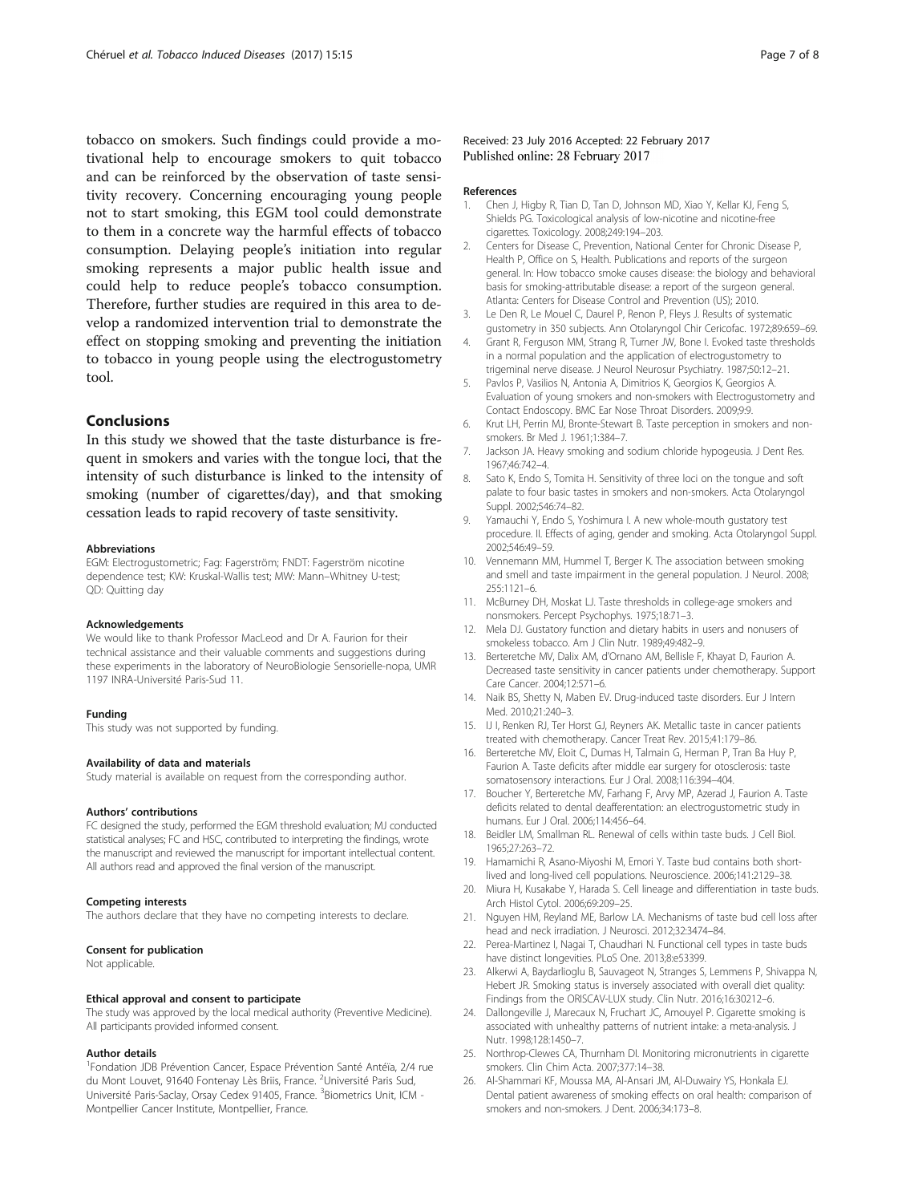tobacco on smokers. Such findings could provide a motivational help to encourage smokers to quit tobacco and can be reinforced by the observation of taste sensitivity recovery. Concerning encouraging young people not to start smoking, this EGM tool could demonstrate to them in a concrete way the harmful effects of tobacco consumption. Delaying people's initiation into regular smoking represents a major public health issue and could help to reduce people's tobacco consumption. Therefore, further studies are required in this area to develop a randomized intervention trial to demonstrate the effect on stopping smoking and preventing the initiation to tobacco in young people using the electrogustometry tool.

## Conclusions

In this study we showed that the taste disturbance is frequent in smokers and varies with the tongue loci, that the intensity of such disturbance is linked to the intensity of smoking (number of cigarettes/day), and that smoking cessation leads to rapid recovery of taste sensitivity.

#### Abbreviations

EGM: Electrogustometric; Fag: Fagerström; FNDT: Fagerström nicotine dependence test; KW: Kruskal-Wallis test; MW: Mann–Whitney U-test; QD: Quitting day

#### Acknowledgements

We would like to thank Professor MacLeod and Dr A. Faurion for their technical assistance and their valuable comments and suggestions during these experiments in the laboratory of NeuroBiologie Sensorielle-nopa, UMR 1197 INRA-Université Paris-Sud 11.

#### Funding

This study was not supported by funding.

#### Availability of data and materials

Study material is available on request from the corresponding author.

#### Authors' contributions

FC designed the study, performed the EGM threshold evaluation; MJ conducted statistical analyses; FC and HSC, contributed to interpreting the findings, wrote the manuscript and reviewed the manuscript for important intellectual content. All authors read and approved the final version of the manuscript.

#### Competing interests

The authors declare that they have no competing interests to declare.

#### Consent for publication

Not applicable.

#### Ethical approval and consent to participate

The study was approved by the local medical authority (Preventive Medicine). All participants provided informed consent.

#### Author details

[1]Fondation JDB Prévention Cancer, Espace Prévention Santé Antéïa, 2/4 rue du Mont Louvet, 91640 Fontenay Lès Briis, France. [2]Université Paris Sud, Université Paris-Saclay, Orsay Cedex 91405, France. [3]Biometrics Unit, ICM - Montpellier Cancer Institute, Montpellier, France.

Received: 23 July 2016 Accepted: 22 February 2017
Published online: 28 February 2017

#### References

1. Chen J, Higby R, Tian D, Tan D, Johnson MD, Xiao Y, Kellar KJ, Feng S, Shields PG. Toxicological analysis of low-nicotine and nicotine-free cigarettes. Toxicology. 2008;249:194–203.
2. Centers for Disease C, Prevention, National Center for Chronic Disease P, Health P, Office on S, Health. Publications and reports of the surgeon general. In: How tobacco smoke causes disease: the biology and behavioral basis for smoking-attributable disease: a report of the surgeon general. Atlanta: Centers for Disease Control and Prevention (US); 2010.
3. Le Den R, Le Mouel C, Daurel P, Renon P, Fleys J. Results of systematic gustometry in 350 subjects. Ann Otolaryngol Chir Cericofac. 1972;89:659–69.
4. Grant R, Ferguson MM, Strang R, Turner JW, Bone I. Evoked taste thresholds in a normal population and the application of electrogustometry to trigeminal nerve disease. J Neurol Neurosur Psychiatry. 1987;50:12–21.
5. Pavlos P, Vasilios N, Antonia A, Dimitrios K, Georgios K, Georgios A. Evaluation of young smokers and non-smokers with Electrogustometry and Contact Endoscopy. BMC Ear Nose Throat Disorders. 2009;9:9.
6. Krut LH, Perrin MJ, Bronte-Stewart B. Taste perception in smokers and non-smokers. Br Med J. 1961;1:384–7.
7. Jackson JA. Heavy smoking and sodium chloride hypogeusia. J Dent Res. 1967;46:742–4.
8. Sato K, Endo S, Tomita H. Sensitivity of three loci on the tongue and soft palate to four basic tastes in smokers and non-smokers. Acta Otolaryngol Suppl. 2002;546:74–82.
9. Yamauchi Y, Endo S, Yoshimura I. A new whole-mouth gustatory test procedure. II. Effects of aging, gender and smoking. Acta Otolaryngol Suppl. 2002;546:49–59.
10. Vennemann MM, Hummel T, Berger K. The association between smoking and smell and taste impairment in the general population. J Neurol. 2008; 255:1121–6.
11. McBurney DH, Moskat LJ. Taste thresholds in college-age smokers and nonsmokers. Percept Psychophys. 1975;18:71–3.
12. Mela DJ. Gustatory function and dietary habits in users and nonusers of smokeless tobacco. Am J Clin Nutr. 1989;49:482–9.
13. Berteretche MV, Dalix AM, d'Ornano AM, Bellisle F, Khayat D, Faurion A. Decreased taste sensitivity in cancer patients under chemotherapy. Support Care Cancer. 2004;12:571–6.
14. Naik BS, Shetty N, Maben EV. Drug-induced taste disorders. Eur J Intern Med. 2010;21:240–3.
15. IJ I, Renken RJ, Ter Horst GJ, Reyners AK. Metallic taste in cancer patients treated with chemotherapy. Cancer Treat Rev. 2015;41:179–86.
16. Berteretche MV, Eloit C, Dumas H, Talmain G, Herman P, Tran Ba Huy P, Faurion A. Taste deficits after middle ear surgery for otosclerosis: taste somatosensory interactions. Eur J Oral. 2008;116:394–404.
17. Boucher Y, Berteretche MV, Farhang F, Arvy MP, Azerad J, Faurion A. Taste deficits related to dental deafferentation: an electrogustometric study in humans. Eur J Oral. 2006;114:456–64.
18. Beidler LM, Smallman RL. Renewal of cells within taste buds. J Cell Biol. 1965;27:263–72.
19. Hamamichi R, Asano-Miyoshi M, Emori Y. Taste bud contains both short-lived and long-lived cell populations. Neuroscience. 2006;141:2129–38.
20. Miura H, Kusakabe Y, Harada S. Cell lineage and differentiation in taste buds. Arch Histol Cytol. 2006;69:209–25.
21. Nguyen HM, Reyland ME, Barlow LA. Mechanisms of taste bud cell loss after head and neck irradiation. J Neurosci. 2012;32:3474–84.
22. Perea-Martinez I, Nagai T, Chaudhari N. Functional cell types in taste buds have distinct longevities. PLoS One. 2013;8:e53399.
23. Alkerwi A, Baydarlioglu B, Sauvageot N, Stranges S, Lemmens P, Shivappa N, Hebert JR. Smoking status is inversely associated with overall diet quality: Findings from the ORISCAV-LUX study. Clin Nutr. 2016;16:30212–6.
24. Dallongeville J, Marecaux N, Fruchart JC, Amouyel P. Cigarette smoking is associated with unhealthy patterns of nutrient intake: a meta-analysis. J Nutr. 1998;128:1450–7.
25. Northrop-Clewes CA, Thurnham DI. Monitoring micronutrients in cigarette smokers. Clin Chim Acta. 2007;377:14–38.
26. Al-Shammari KF, Moussa MA, Al-Ansari JM, Al-Duwairy YS, Honkala EJ. Dental patient awareness of smoking effects on oral health: comparison of smokers and non-smokers. J Dent. 2006;34:173–8.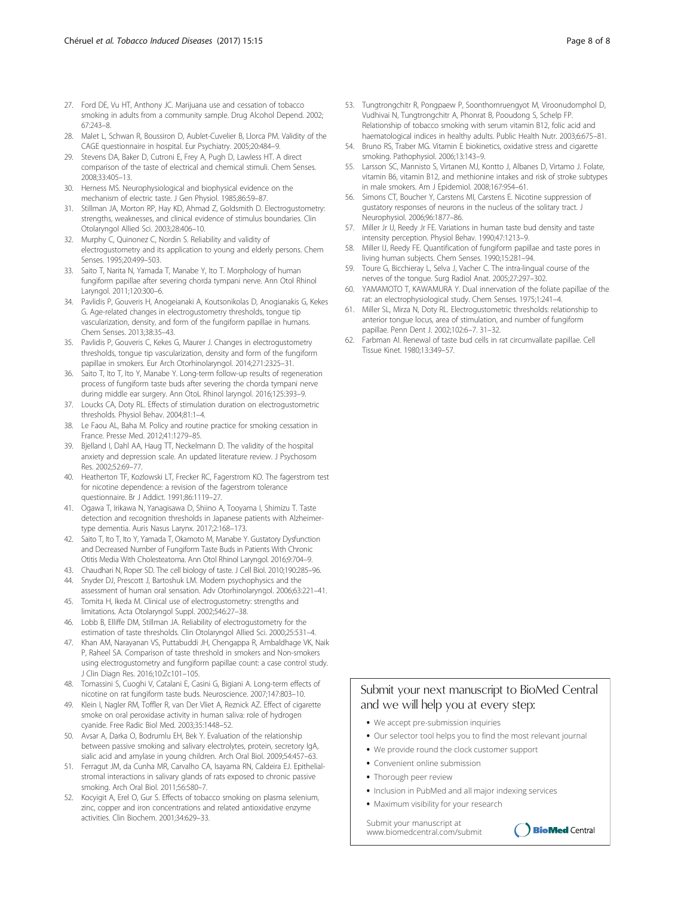27. Ford DE, Vu HT, Anthony JC. Marijuana use and cessation of tobacco smoking in adults from a community sample. Drug Alcohol Depend. 2002; 67:243–8.
28. Malet L, Schwan R, Boussiron D, Aublet-Cuvelier B, Llorca PM. Validity of the CAGE questionnaire in hospital. Eur Psychiatry. 2005;20:484–9.
29. Stevens DA, Baker D, Cutroni E, Frey A, Pugh D, Lawless HT. A direct comparison of the taste of electrical and chemical stimuli. Chem Senses. 2008;33:405–13.
30. Herness MS. Neurophysiological and biophysical evidence on the mechanism of electric taste. J Gen Physiol. 1985;86:59–87.
31. Stillman JA, Morton RP, Hay KD, Ahmad Z, Goldsmith D. Electrogustometry: strengths, weaknesses, and clinical evidence of stimulus boundaries. Clin Otolaryngol Allied Sci. 2003;28:406–10.
32. Murphy C, Quinonez C, Nordin S. Reliability and validity of electrogustometry and its application to young and elderly persons. Chem Senses. 1995;20:499–503.
33. Saito T, Narita N, Yamada T, Manabe Y, Ito T. Morphology of human fungiform papillae after severing chorda tympani nerve. Ann Otol Rhinol Laryngol. 2011;120:300–6.
34. Pavlidis P, Gouveris H, Anogeianaki A, Koutsonikolas D, Anogianakis G, Kekes G. Age-related changes in electrogustometry thresholds, tongue tip vascularization, density, and form of the fungiform papillae in humans. Chem Senses. 2013;38:35–43.
35. Pavlidis P, Gouveris C, Kekes G, Maurer J. Changes in electrogustometry thresholds, tongue tip vascularization, density and form of the fungiform papillae in smokers. Eur Arch Otorhinolaryngol. 2014;271:2325–31.
36. Saito T, Ito T, Ito Y, Manabe Y. Long-term follow-up results of regeneration process of fungiform taste buds after severing the chorda tympani nerve during middle ear surgery. Ann OtoL Rhinol laryngol. 2016;125:393–9.
37. Loucks CA, Doty RL. Effects of stimulation duration on electrogustometric thresholds. Physiol Behav. 2004;81:1–4.
38. Le Faou AL, Baha M. Policy and routine practice for smoking cessation in France. Presse Med. 2012;41:1279–85.
39. Bjelland I, Dahl AA, Haug TT, Neckelmann D. The validity of the hospital anxiety and depression scale. An updated literature review. J Psychosom Res. 2002;52:69–77.
40. Heatherton TF, Kozlowski LT, Frecker RC, Fagerstrom KO. The fagerstrom test for nicotine dependence: a revision of the fagerstrom tolerance questionnaire. Br J Addict. 1991;86:1119–27.
41. Ogawa T, Irikawa N, Yanagisawa D, Shiino A, Tooyama I, Shimizu T. Taste detection and recognition thresholds in Japanese patients with Alzheimer-type dementia. Auris Nasus Larynx. 2017;2:168–173.
42. Saito T, Ito T, Ito Y, Yamada T, Okamoto M, Manabe Y. Gustatory Dysfunction and Decreased Number of Fungiform Taste Buds in Patients With Chronic Otitis Media With Cholesteatoma. Ann Otol Rhinol Laryngol. 2016;9:704–9.
43. Chaudhari N, Roper SD. The cell biology of taste. J Cell Biol. 2010;190:285–96.
44. Snyder DJ, Prescott J, Bartoshuk LM. Modern psychophysics and the assessment of human oral sensation. Adv Otorhinolaryngol. 2006;63:221–41.
45. Tomita H, Ikeda M. Clinical use of electrogustometry: strengths and limitations. Acta Otolaryngol Suppl. 2002;546:27–38.
46. Lobb B, Elliffe DM, Stillman JA. Reliability of electrogustometry for the estimation of taste thresholds. Clin Otolaryngol Allied Sci. 2000;25:531–4.
47. Khan AM, Narayanan VS, Puttabuddi JH, Chengappa R, Ambaldhage VK, Naik P, Raheel SA. Comparison of taste threshold in smokers and Non-smokers using electrogustometry and fungiform papillae count: a case control study. J Clin Diagn Res. 2016;10:Zc101–105.
48. Tomassini S, Cuoghi V, Catalani E, Casini G, Bigiani A. Long-term effects of nicotine on rat fungiform taste buds. Neuroscience. 2007;147:803–10.
49. Klein I, Nagler RM, Toffler R, van Der Vliet A, Reznick AZ. Effect of cigarette smoke on oral peroxidase activity in human saliva: role of hydrogen cyanide. Free Radic Biol Med. 2003;35:1448–52.
50. Avsar A, Darka O, Bodrumlu EH, Bek Y. Evaluation of the relationship between passive smoking and salivary electrolytes, protein, secretory IgA, sialic acid and amylase in young children. Arch Oral Biol. 2009;54:457–63.
51. Ferragut JM, da Cunha MR, Carvalho CA, Isayama RN, Caldeira EJ. Epithelial-stromal interactions in salivary glands of rats exposed to chronic passive smoking. Arch Oral Biol. 2011;56:580–7.
52. Kocyigit A, Erel O, Gur S. Effects of tobacco smoking on plasma selenium, zinc, copper and iron concentrations and related antioxidative enzyme activities. Clin Biochem. 2001;34:629–33.
53. Tungtrongchitr R, Pongpaew P, Soonthornruengyot M, Viroonudomphol D, Vudhivai N, Tungtrongchitr A, Phonrat B, Pooudong S, Schelp FP. Relationship of tobacco smoking with serum vitamin B12, folic acid and haematological indices in healthy adults. Public Health Nutr. 2003;6:675–81.
54. Bruno RS, Traber MG. Vitamin E biokinetics, oxidative stress and cigarette smoking. Pathophysiol. 2006;13:143–9.
55. Larsson SC, Mannisto S, Virtanen MJ, Kontto J, Albanes D, Virtamo J. Folate, vitamin B6, vitamin B12, and methionine intakes and risk of stroke subtypes in male smokers. Am J Epidemiol. 2008;167:954–61.
56. Simons CT, Boucher Y, Carstens MI, Carstens E. Nicotine suppression of gustatory responses of neurons in the nucleus of the solitary tract. J Neurophysiol. 2006;96:1877–86.
57. Miller Jr IJ, Reedy Jr FE. Variations in human taste bud density and taste intensity perception. Physiol Behav. 1990;47:1213–9.
58. Miller IJ, Reedy FE. Quantification of fungiform papillae and taste pores in living human subjects. Chem Senses. 1990;15:281–94.
59. Toure G, Bicchieray L, Selva J, Vacher C. The intra-lingual course of the nerves of the tongue. Surg Radiol Anat. 2005;27:297–302.
60. YAMAMOTO T, KAWAMURA Y. Dual innervation of the foliate papillae of the rat: an electrophysiological study. Chem Senses. 1975;1:241–4.
61. Miller SL, Mirza N, Doty RL. Electrogustometric thresholds: relationship to anterior tongue locus, area of stimulation, and number of fungiform papillae. Penn Dent J. 2002;102:6–7. 31–32.
62. Farbman AI. Renewal of taste bud cells in rat circumvallate papillae. Cell Tissue Kinet. 1980;13:349–57.

Submit your next manuscript to BioMed Central and we will help you at every step:

- We accept pre-submission inquiries
- Our selector tool helps you to find the most relevant journal
- We provide round the clock customer support
- Convenient online submission
- Thorough peer review
- Inclusion in PubMed and all major indexing services
- Maximum visibility for your research

Submit your manuscript at www.biomedcentral.com/submit

BioMed Central